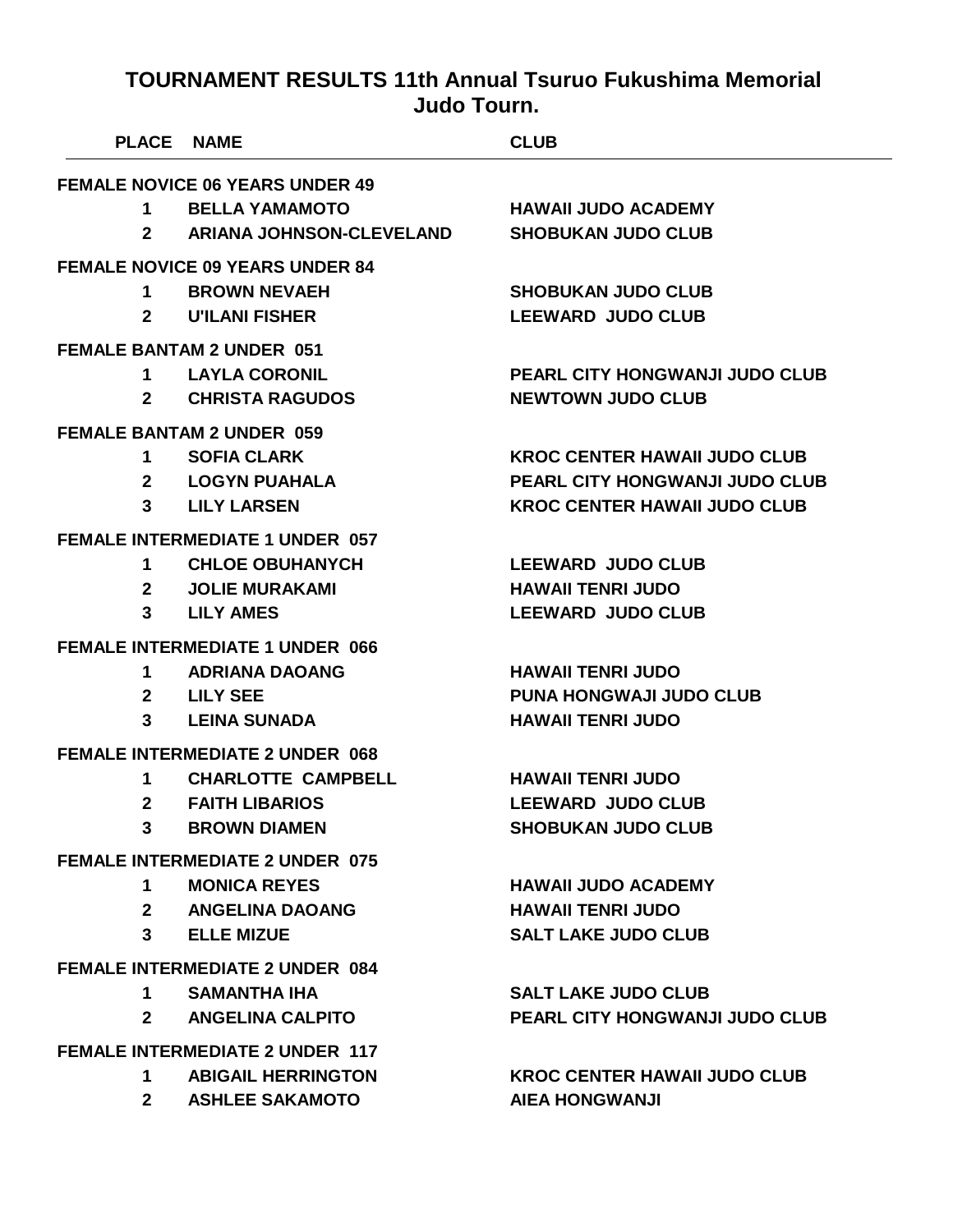# TOURNAMENT RESULTS 11th Annual Tsuruo Fukushima Memorial Judo Tourn.

| PLACE | NAME | CLUB |
|---|---|---|
| **FEMALE NOVICE 06 YEARS UNDER 49** | | |
| 1 | BELLA YAMAMOTO | HAWAII JUDO ACADEMY |
| 2 | ARIANA JOHNSON-CLEVELAND | SHOBUKAN JUDO CLUB |
| **FEMALE NOVICE 09 YEARS UNDER 84** | | |
| 1 | BROWN NEVAEH | SHOBUKAN JUDO CLUB |
| 2 | U'ILANI FISHER | LEEWARD JUDO CLUB |
| **FEMALE BANTAM 2 UNDER 051** | | |
| 1 | LAYLA CORONIL | PEARL CITY HONGWANJI JUDO CLUB |
| 2 | CHRISTA RAGUDOS | NEWTOWN JUDO CLUB |
| **FEMALE BANTAM 2 UNDER 059** | | |
| 1 | SOFIA CLARK | KROC CENTER HAWAII JUDO CLUB |
| 2 | LOGYN PUAHALA | PEARL CITY HONGWANJI JUDO CLUB |
| 3 | LILY LARSEN | KROC CENTER HAWAII JUDO CLUB |
| **FEMALE INTERMEDIATE 1 UNDER 057** | | |
| 1 | CHLOE OBUHANYCH | LEEWARD JUDO CLUB |
| 2 | JOLIE MURAKAMI | HAWAII TENRI JUDO |
| 3 | LILY AMES | LEEWARD JUDO CLUB |
| **FEMALE INTERMEDIATE 1 UNDER 066** | | |
| 1 | ADRIANA DAOANG | HAWAII TENRI JUDO |
| 2 | LILY SEE | PUNA HONGWAJI JUDO CLUB |
| 3 | LEINA SUNADA | HAWAII TENRI JUDO |
| **FEMALE INTERMEDIATE 2 UNDER 068** | | |
| 1 | CHARLOTTE CAMPBELL | HAWAII TENRI JUDO |
| 2 | FAITH LIBARIOS | LEEWARD JUDO CLUB |
| 3 | BROWN DIAMEN | SHOBUKAN JUDO CLUB |
| **FEMALE INTERMEDIATE 2 UNDER 075** | | |
| 1 | MONICA REYES | HAWAII JUDO ACADEMY |
| 2 | ANGELINA DAOANG | HAWAII TENRI JUDO |
| 3 | ELLE MIZUE | SALT LAKE JUDO CLUB |
| **FEMALE INTERMEDIATE 2 UNDER 084** | | |
| 1 | SAMANTHA IHA | SALT LAKE JUDO CLUB |
| 2 | ANGELINA CALPITO | PEARL CITY HONGWANJI JUDO CLUB |
| **FEMALE INTERMEDIATE 2 UNDER 117** | | |
| 1 | ABIGAIL HERRINGTON | KROC CENTER HAWAII JUDO CLUB |
| 2 | ASHLEE SAKAMOTO | AIEA HONGWANJI |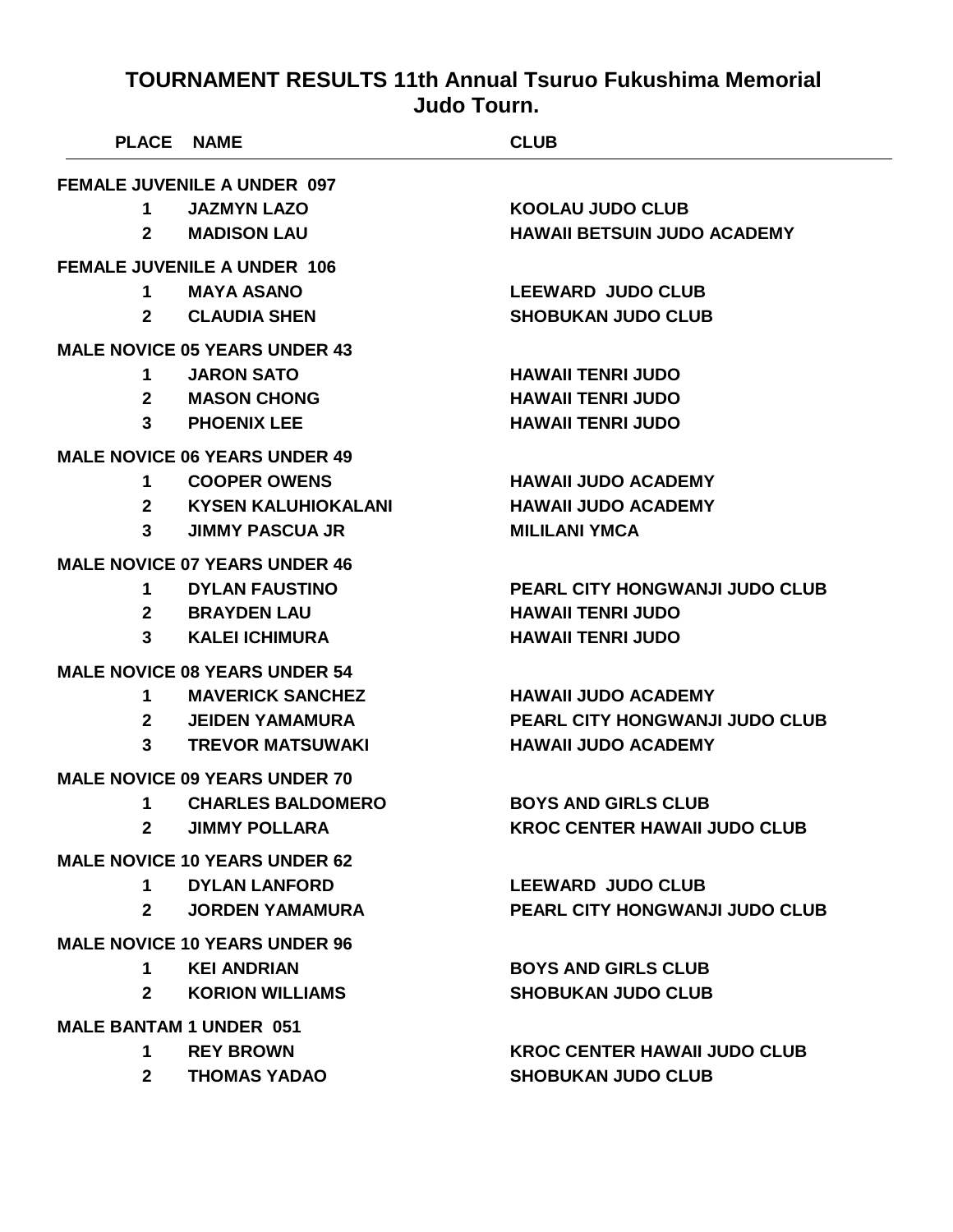# TOURNAMENT RESULTS 11th Annual Tsuruo Fukushima Memorial Judo Tourn.

| PLACE | NAME | CLUB |
|---|---|---|
| **FEMALE JUVENILE A UNDER 097** | | |
| 1 | JAZMYN LAZO | KOOLAU JUDO CLUB |
| 2 | MADISON LAU | HAWAII BETSUIN JUDO ACADEMY |
| **FEMALE JUVENILE A UNDER 106** | | |
| 1 | MAYA ASANO | LEEWARD JUDO CLUB |
| 2 | CLAUDIA SHEN | SHOBUKAN JUDO CLUB |
| **MALE NOVICE 05 YEARS UNDER 43** | | |
| 1 | JARON SATO | HAWAII TENRI JUDO |
| 2 | MASON CHONG | HAWAII TENRI JUDO |
| 3 | PHOENIX LEE | HAWAII TENRI JUDO |
| **MALE NOVICE 06 YEARS UNDER 49** | | |
| 1 | COOPER OWENS | HAWAII JUDO ACADEMY |
| 2 | KYSEN KALUHIOKALANI | HAWAII JUDO ACADEMY |
| 3 | JIMMY PASCUA JR | MILILANI YMCA |
| **MALE NOVICE 07 YEARS UNDER 46** | | |
| 1 | DYLAN FAUSTINO | PEARL CITY HONGWANJI JUDO CLUB |
| 2 | BRAYDEN LAU | HAWAII TENRI JUDO |
| 3 | KALEI ICHIMURA | HAWAII TENRI JUDO |
| **MALE NOVICE 08 YEARS UNDER 54** | | |
| 1 | MAVERICK SANCHEZ | HAWAII JUDO ACADEMY |
| 2 | JEIDEN YAMAMURA | PEARL CITY HONGWANJI JUDO CLUB |
| 3 | TREVOR MATSUWAKI | HAWAII JUDO ACADEMY |
| **MALE NOVICE 09 YEARS UNDER 70** | | |
| 1 | CHARLES BALDOMERO | BOYS AND GIRLS CLUB |
| 2 | JIMMY POLLARA | KROC CENTER HAWAII JUDO CLUB |
| **MALE NOVICE 10 YEARS UNDER 62** | | |
| 1 | DYLAN LANFORD | LEEWARD JUDO CLUB |
| 2 | JORDEN YAMAMURA | PEARL CITY HONGWANJI JUDO CLUB |
| **MALE NOVICE 10 YEARS UNDER 96** | | |
| 1 | KEI ANDRIAN | BOYS AND GIRLS CLUB |
| 2 | KORION WILLIAMS | SHOBUKAN JUDO CLUB |
| **MALE BANTAM 1 UNDER 051** | | |
| 1 | REY BROWN | KROC CENTER HAWAII JUDO CLUB |
| 2 | THOMAS YADAO | SHOBUKAN JUDO CLUB |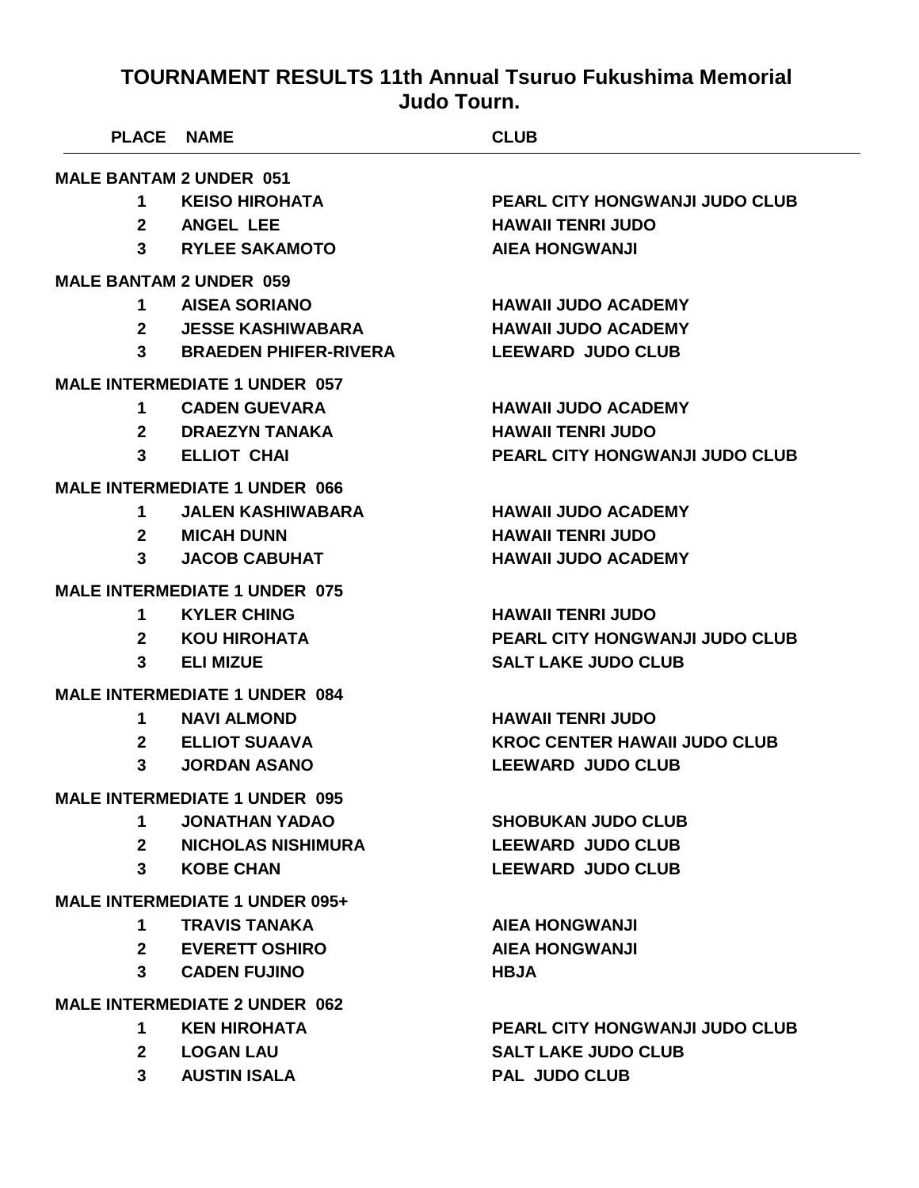# TOURNAMENT RESULTS 11th Annual Tsuruo Fukushima Memorial Judo Tourn.

| PLACE | NAME | CLUB |
|---|---|---|
| **MALE BANTAM 2 UNDER 051** | | |
| 1 | KEISO HIROHATA | PEARL CITY HONGWANJI JUDO CLUB |
| 2 | ANGEL LEE | HAWAII TENRI JUDO |
| 3 | RYLEE SAKAMOTO | AIEA HONGWANJI |
| **MALE BANTAM 2 UNDER 059** | | |
| 1 | AISEA SORIANO | HAWAII JUDO ACADEMY |
| 2 | JESSE KASHIWABARA | HAWAII JUDO ACADEMY |
| 3 | BRAEDEN PHIFER-RIVERA | LEEWARD JUDO CLUB |
| **MALE INTERMEDIATE 1 UNDER 057** | | |
| 1 | CADEN GUEVARA | HAWAII JUDO ACADEMY |
| 2 | DRAEZYN TANAKA | HAWAII TENRI JUDO |
| 3 | ELLIOT CHAI | PEARL CITY HONGWANJI JUDO CLUB |
| **MALE INTERMEDIATE 1 UNDER 066** | | |
| 1 | JALEN KASHIWABARA | HAWAII JUDO ACADEMY |
| 2 | MICAH DUNN | HAWAII TENRI JUDO |
| 3 | JACOB CABUHAT | HAWAII JUDO ACADEMY |
| **MALE INTERMEDIATE 1 UNDER 075** | | |
| 1 | KYLER CHING | HAWAII TENRI JUDO |
| 2 | KOU HIROHATA | PEARL CITY HONGWANJI JUDO CLUB |
| 3 | ELI MIZUE | SALT LAKE JUDO CLUB |
| **MALE INTERMEDIATE 1 UNDER 084** | | |
| 1 | NAVI ALMOND | HAWAII TENRI JUDO |
| 2 | ELLIOT SUAAVA | KROC CENTER HAWAII JUDO CLUB |
| 3 | JORDAN ASANO | LEEWARD JUDO CLUB |
| **MALE INTERMEDIATE 1 UNDER 095** | | |
| 1 | JONATHAN YADAO | SHOBUKAN JUDO CLUB |
| 2 | NICHOLAS NISHIMURA | LEEWARD JUDO CLUB |
| 3 | KOBE CHAN | LEEWARD JUDO CLUB |
| **MALE INTERMEDIATE 1 UNDER 095+** | | |
| 1 | TRAVIS TANAKA | AIEA HONGWANJI |
| 2 | EVERETT OSHIRO | AIEA HONGWANJI |
| 3 | CADEN FUJINO | HBJA |
| **MALE INTERMEDIATE 2 UNDER 062** | | |
| 1 | KEN HIROHATA | PEARL CITY HONGWANJI JUDO CLUB |
| 2 | LOGAN LAU | SALT LAKE JUDO CLUB |
| 3 | AUSTIN ISALA | PAL JUDO CLUB |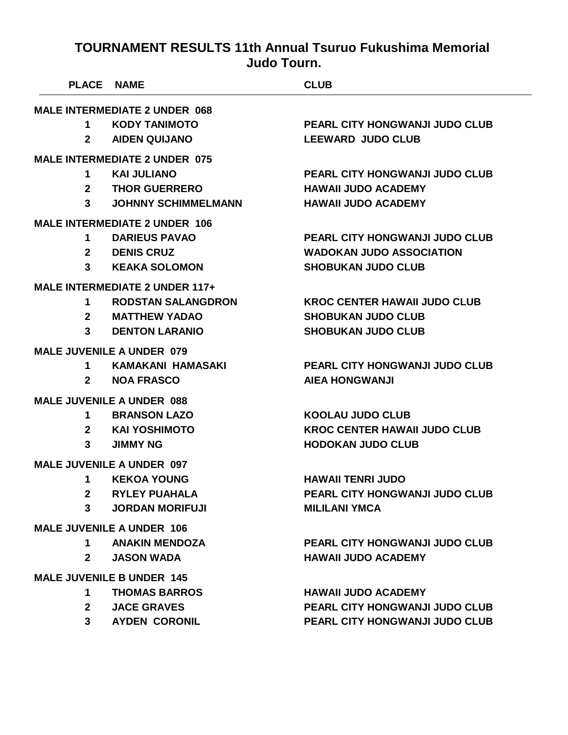# TOURNAMENT RESULTS 11th Annual Tsuruo Fukushima Memorial Judo Tourn.

| PLACE | NAME | CLUB |
|---|---|---|
| **MALE INTERMEDIATE 2 UNDER 068** | | |
| 1 | KODY TANIMOTO | PEARL CITY HONGWANJI JUDO CLUB |
| 2 | AIDEN QUIJANO | LEEWARD JUDO CLUB |
| **MALE INTERMEDIATE 2 UNDER 075** | | |
| 1 | KAI JULIANO | PEARL CITY HONGWANJI JUDO CLUB |
| 2 | THOR GUERRERO | HAWAII JUDO ACADEMY |
| 3 | JOHNNY SCHIMMELMANN | HAWAII JUDO ACADEMY |
| **MALE INTERMEDIATE 2 UNDER 106** | | |
| 1 | DARIEUS PAVAO | PEARL CITY HONGWANJI JUDO CLUB |
| 2 | DENIS CRUZ | WADOKAN JUDO ASSOCIATION |
| 3 | KEAKA SOLOMON | SHOBUKAN JUDO CLUB |
| **MALE INTERMEDIATE 2 UNDER 117+** | | |
| 1 | RODSTAN SALANGDRON | KROC CENTER HAWAII JUDO CLUB |
| 2 | MATTHEW YADAO | SHOBUKAN JUDO CLUB |
| 3 | DENTON LARANIO | SHOBUKAN JUDO CLUB |
| **MALE JUVENILE A UNDER 079** | | |
| 1 | KAMAKANI HAMASAKI | PEARL CITY HONGWANJI JUDO CLUB |
| 2 | NOA FRASCO | AIEA HONGWANJI |
| **MALE JUVENILE A UNDER 088** | | |
| 1 | BRANSON LAZO | KOOLAU JUDO CLUB |
| 2 | KAI YOSHIMOTO | KROC CENTER HAWAII JUDO CLUB |
| 3 | JIMMY NG | HODOKAN JUDO CLUB |
| **MALE JUVENILE A UNDER 097** | | |
| 1 | KEKOA YOUNG | HAWAII TENRI JUDO |
| 2 | RYLEY PUAHALA | PEARL CITY HONGWANJI JUDO CLUB |
| 3 | JORDAN MORIFUJI | MILILANI YMCA |
| **MALE JUVENILE A UNDER 106** | | |
| 1 | ANAKIN MENDOZA | PEARL CITY HONGWANJI JUDO CLUB |
| 2 | JASON WADA | HAWAII JUDO ACADEMY |
| **MALE JUVENILE B UNDER 145** | | |
| 1 | THOMAS BARROS | HAWAII JUDO ACADEMY |
| 2 | JACE GRAVES | PEARL CITY HONGWANJI JUDO CLUB |
| 3 | AYDEN CORONIL | PEARL CITY HONGWANJI JUDO CLUB |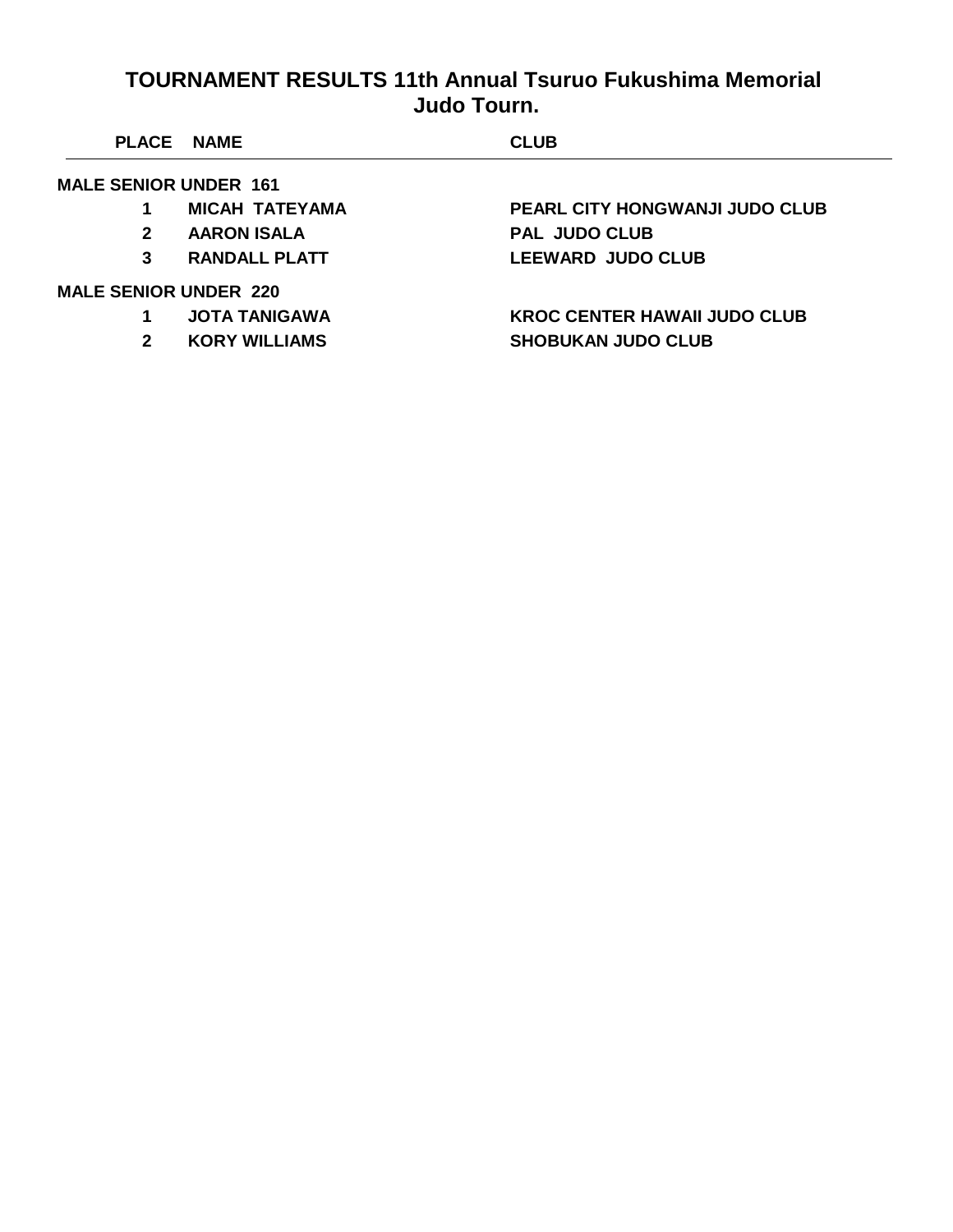# TOURNAMENT RESULTS 11th Annual Tsuruo Fukushima Memorial Judo Tourn.

| PLACE | NAME | CLUB |
|---|---|---|
| **MALE SENIOR UNDER 161** | | |
| 1 | MICAH TATEYAMA | PEARL CITY HONGWANJI JUDO CLUB |
| 2 | AARON ISALA | PAL JUDO CLUB |
| 3 | RANDALL PLATT | LEEWARD JUDO CLUB |
| **MALE SENIOR UNDER 220** | | |
| 1 | JOTA TANIGAWA | KROC CENTER HAWAII JUDO CLUB |
| 2 | KORY WILLIAMS | SHOBUKAN JUDO CLUB |